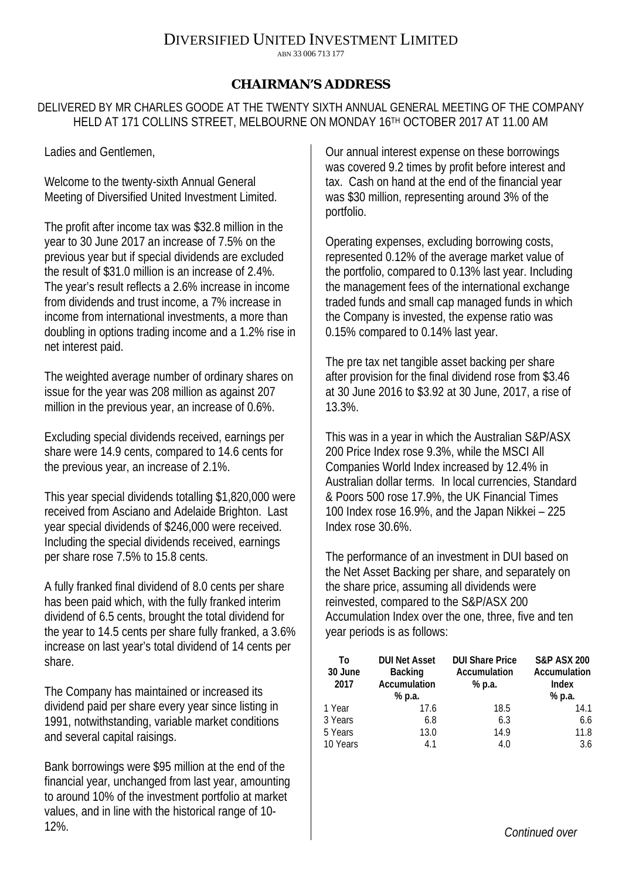# Diversified United Investment Limited

ABN 33 006 713 177

## CHAIRMAN'S ADDRESS

DELIVERED BY MR CHARLES GOODE AT THE TWENTY SIXTH ANNUAL GENERAL MEETING OF THE COMPANY HELD AT 171 COLLINS STREET, MELBOURNE ON MONDAY 16TH OCTOBER 2017 AT 11.00 AM

Ladies and Gentlemen,

Welcome to the twenty-sixth Annual General Meeting of Diversified United Investment Limited.

The profit after income tax was $32.8 million in the year to 30 June 2017 an increase of 7.5% on the previous year but if special dividends are excluded the result of $31.0 million is an increase of 2.4%. The year's result reflects a 2.6% increase in income from dividends and trust income, a 7% increase in income from international investments, a more than doubling in options trading income and a 1.2% rise in net interest paid.

The weighted average number of ordinary shares on issue for the year was 208 million as against 207 million in the previous year, an increase of 0.6%.

Excluding special dividends received, earnings per share were 14.9 cents, compared to 14.6 cents for the previous year, an increase of 2.1%.

This year special dividends totalling $1,820,000 were received from Asciano and Adelaide Brighton. Last year special dividends of $246,000 were received. Including the special dividends received, earnings per share rose 7.5% to 15.8 cents.

A fully franked final dividend of 8.0 cents per share has been paid which, with the fully franked interim dividend of 6.5 cents, brought the total dividend for the year to 14.5 cents per share fully franked, a 3.6% increase on last year's total dividend of 14 cents per share.

The Company has maintained or increased its dividend paid per share every year since listing in 1991, notwithstanding, variable market conditions and several capital raisings.

Bank borrowings were $95 million at the end of the financial year, unchanged from last year, amounting to around 10% of the investment portfolio at market values, and in line with the historical range of 10-12%.

Our annual interest expense on these borrowings was covered 9.2 times by profit before interest and tax. Cash on hand at the end of the financial year was $30 million, representing around 3% of the portfolio.

Operating expenses, excluding borrowing costs, represented 0.12% of the average market value of the portfolio, compared to 0.13% last year. Including the management fees of the international exchange traded funds and small cap managed funds in which the Company is invested, the expense ratio was 0.15% compared to 0.14% last year.

The pre tax net tangible asset backing per share after provision for the final dividend rose from $3.46 at 30 June 2016 to $3.92 at 30 June, 2017, a rise of 13.3%.

This was in a year in which the Australian S&P/ASX 200 Price Index rose 9.3%, while the MSCI All Companies World Index increased by 12.4% in Australian dollar terms. In local currencies, Standard & Poors 500 rose 17.9%, the UK Financial Times 100 Index rose 16.9%, and the Japan Nikkei – 225 Index rose 30.6%.

The performance of an investment in DUI based on the Net Asset Backing per share, and separately on the share price, assuming all dividends were reinvested, compared to the S&P/ASX 200 Accumulation Index over the one, three, five and ten year periods is as follows:

| To 30 June 2017 | DUI Net Asset Backing Accumulation % p.a. | DUI Share Price Accumulation % p.a. | S&P ASX 200 Accumulation Index % p.a. |
|---|---|---|---|
| 1 Year | 17.6 | 18.5 | 14.1 |
| 3 Years | 6.8 | 6.3 | 6.6 |
| 5 Years | 13.0 | 14.9 | 11.8 |
| 10 Years | 4.1 | 4.0 | 3.6 |

*Continued over*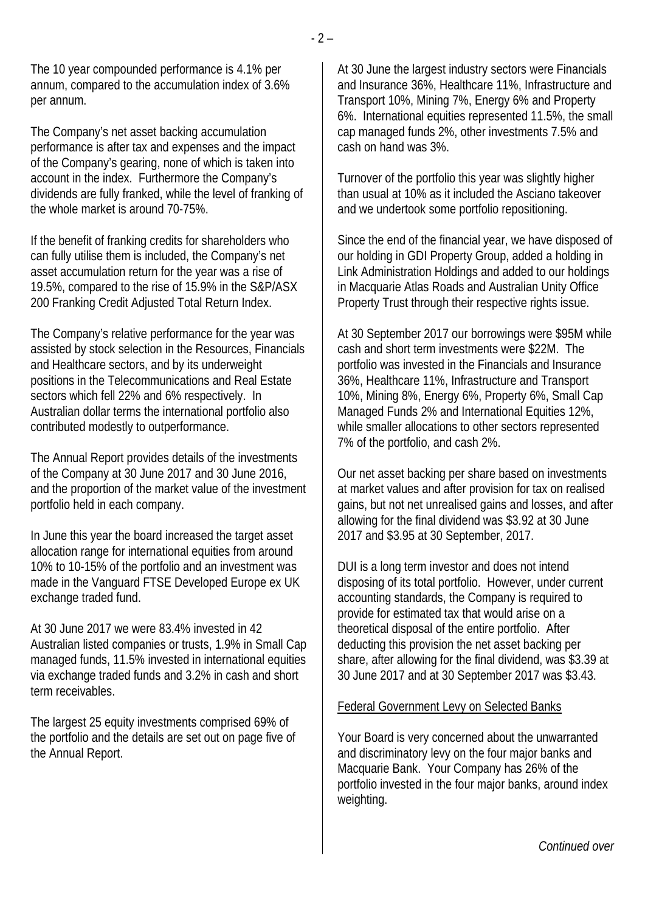The 10 year compounded performance is 4.1% per annum, compared to the accumulation index of 3.6% per annum.

The Company's net asset backing accumulation performance is after tax and expenses and the impact of the Company's gearing, none of which is taken into account in the index. Furthermore the Company's dividends are fully franked, while the level of franking of the whole market is around 70-75%.

If the benefit of franking credits for shareholders who can fully utilise them is included, the Company's net asset accumulation return for the year was a rise of 19.5%, compared to the rise of 15.9% in the S&P/ASX 200 Franking Credit Adjusted Total Return Index.

The Company's relative performance for the year was assisted by stock selection in the Resources, Financials and Healthcare sectors, and by its underweight positions in the Telecommunications and Real Estate sectors which fell 22% and 6% respectively. In Australian dollar terms the international portfolio also contributed modestly to outperformance.

The Annual Report provides details of the investments of the Company at 30 June 2017 and 30 June 2016, and the proportion of the market value of the investment portfolio held in each company.

In June this year the board increased the target asset allocation range for international equities from around 10% to 10-15% of the portfolio and an investment was made in the Vanguard FTSE Developed Europe ex UK exchange traded fund.

At 30 June 2017 we were 83.4% invested in 42 Australian listed companies or trusts, 1.9% in Small Cap managed funds, 11.5% invested in international equities via exchange traded funds and 3.2% in cash and short term receivables.

The largest 25 equity investments comprised 69% of the portfolio and the details are set out on page five of the Annual Report.

At 30 June the largest industry sectors were Financials and Insurance 36%, Healthcare 11%, Infrastructure and Transport 10%, Mining 7%, Energy 6% and Property 6%. International equities represented 11.5%, the small cap managed funds 2%, other investments 7.5% and cash on hand was 3%.

Turnover of the portfolio this year was slightly higher than usual at 10% as it included the Asciano takeover and we undertook some portfolio repositioning.

Since the end of the financial year, we have disposed of our holding in GDI Property Group, added a holding in Link Administration Holdings and added to our holdings in Macquarie Atlas Roads and Australian Unity Office Property Trust through their respective rights issue.

At 30 September 2017 our borrowings were $95M while cash and short term investments were $22M. The portfolio was invested in the Financials and Insurance 36%, Healthcare 11%, Infrastructure and Transport 10%, Mining 8%, Energy 6%, Property 6%, Small Cap Managed Funds 2% and International Equities 12%, while smaller allocations to other sectors represented 7% of the portfolio, and cash 2%.

Our net asset backing per share based on investments at market values and after provision for tax on realised gains, but not net unrealised gains and losses, and after allowing for the final dividend was $3.92 at 30 June 2017 and $3.95 at 30 September, 2017.

DUI is a long term investor and does not intend disposing of its total portfolio. However, under current accounting standards, the Company is required to provide for estimated tax that would arise on a theoretical disposal of the entire portfolio. After deducting this provision the net asset backing per share, after allowing for the final dividend, was $3.39 at 30 June 2017 and at 30 September 2017 was $3.43.

## Federal Government Levy on Selected Banks

Your Board is very concerned about the unwarranted and discriminatory levy on the four major banks and Macquarie Bank. Your Company has 26% of the portfolio invested in the four major banks, around index weighting.

*Continued over*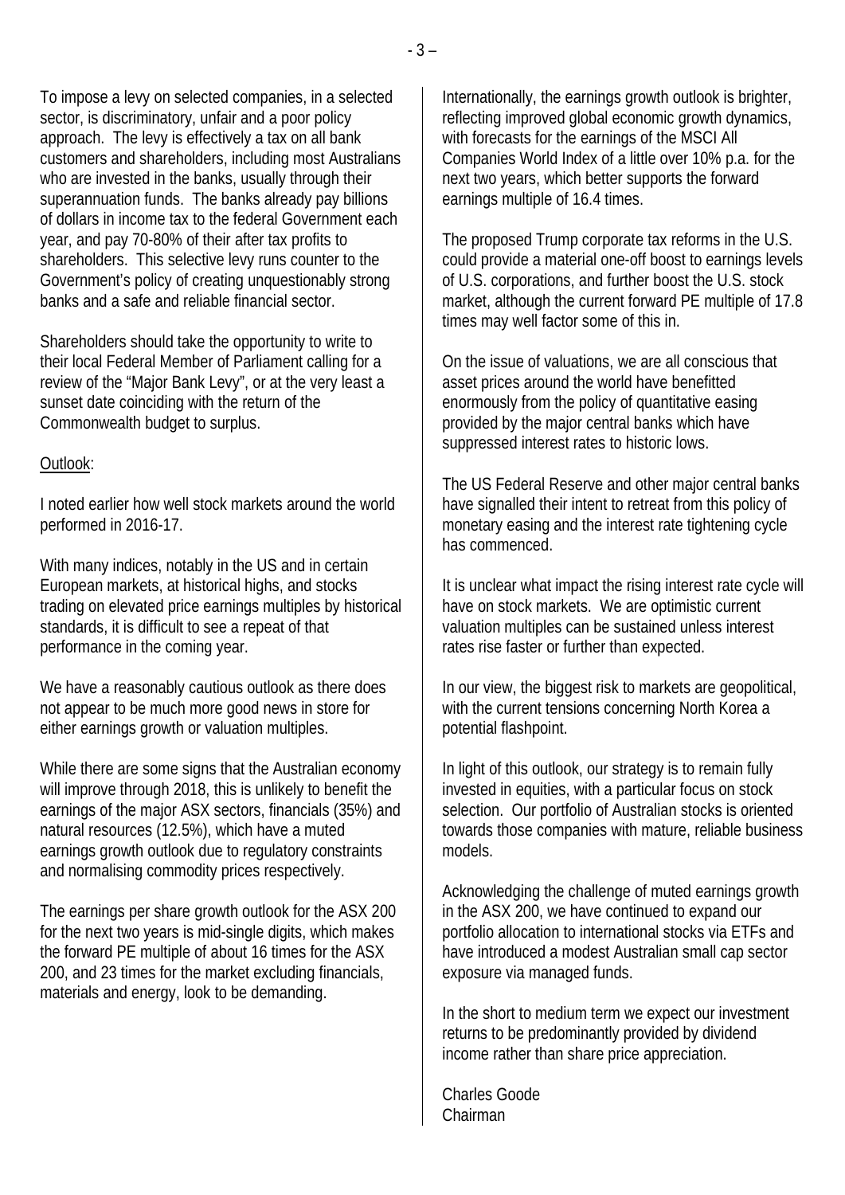To impose a levy on selected companies, in a selected sector, is discriminatory, unfair and a poor policy approach. The levy is effectively a tax on all bank customers and shareholders, including most Australians who are invested in the banks, usually through their superannuation funds. The banks already pay billions of dollars in income tax to the federal Government each year, and pay 70-80% of their after tax profits to shareholders. This selective levy runs counter to the Government's policy of creating unquestionably strong banks and a safe and reliable financial sector.

Shareholders should take the opportunity to write to their local Federal Member of Parliament calling for a review of the "Major Bank Levy", or at the very least a sunset date coinciding with the return of the Commonwealth budget to surplus.

Outlook:

I noted earlier how well stock markets around the world performed in 2016-17.

With many indices, notably in the US and in certain European markets, at historical highs, and stocks trading on elevated price earnings multiples by historical standards, it is difficult to see a repeat of that performance in the coming year.

We have a reasonably cautious outlook as there does not appear to be much more good news in store for either earnings growth or valuation multiples.

While there are some signs that the Australian economy will improve through 2018, this is unlikely to benefit the earnings of the major ASX sectors, financials (35%) and natural resources (12.5%), which have a muted earnings growth outlook due to regulatory constraints and normalising commodity prices respectively.

The earnings per share growth outlook for the ASX 200 for the next two years is mid-single digits, which makes the forward PE multiple of about 16 times for the ASX 200, and 23 times for the market excluding financials, materials and energy, look to be demanding.

Internationally, the earnings growth outlook is brighter, reflecting improved global economic growth dynamics, with forecasts for the earnings of the MSCI All Companies World Index of a little over 10% p.a. for the next two years, which better supports the forward earnings multiple of 16.4 times.

The proposed Trump corporate tax reforms in the U.S. could provide a material one-off boost to earnings levels of U.S. corporations, and further boost the U.S. stock market, although the current forward PE multiple of 17.8 times may well factor some of this in.

On the issue of valuations, we are all conscious that asset prices around the world have benefitted enormously from the policy of quantitative easing provided by the major central banks which have suppressed interest rates to historic lows.

The US Federal Reserve and other major central banks have signalled their intent to retreat from this policy of monetary easing and the interest rate tightening cycle has commenced.

It is unclear what impact the rising interest rate cycle will have on stock markets. We are optimistic current valuation multiples can be sustained unless interest rates rise faster or further than expected.

In our view, the biggest risk to markets are geopolitical, with the current tensions concerning North Korea a potential flashpoint.

In light of this outlook, our strategy is to remain fully invested in equities, with a particular focus on stock selection. Our portfolio of Australian stocks is oriented towards those companies with mature, reliable business models.

Acknowledging the challenge of muted earnings growth in the ASX 200, we have continued to expand our portfolio allocation to international stocks via ETFs and have introduced a modest Australian small cap sector exposure via managed funds.

In the short to medium term we expect our investment returns to be predominantly provided by dividend income rather than share price appreciation.

Charles Goode
Chairman